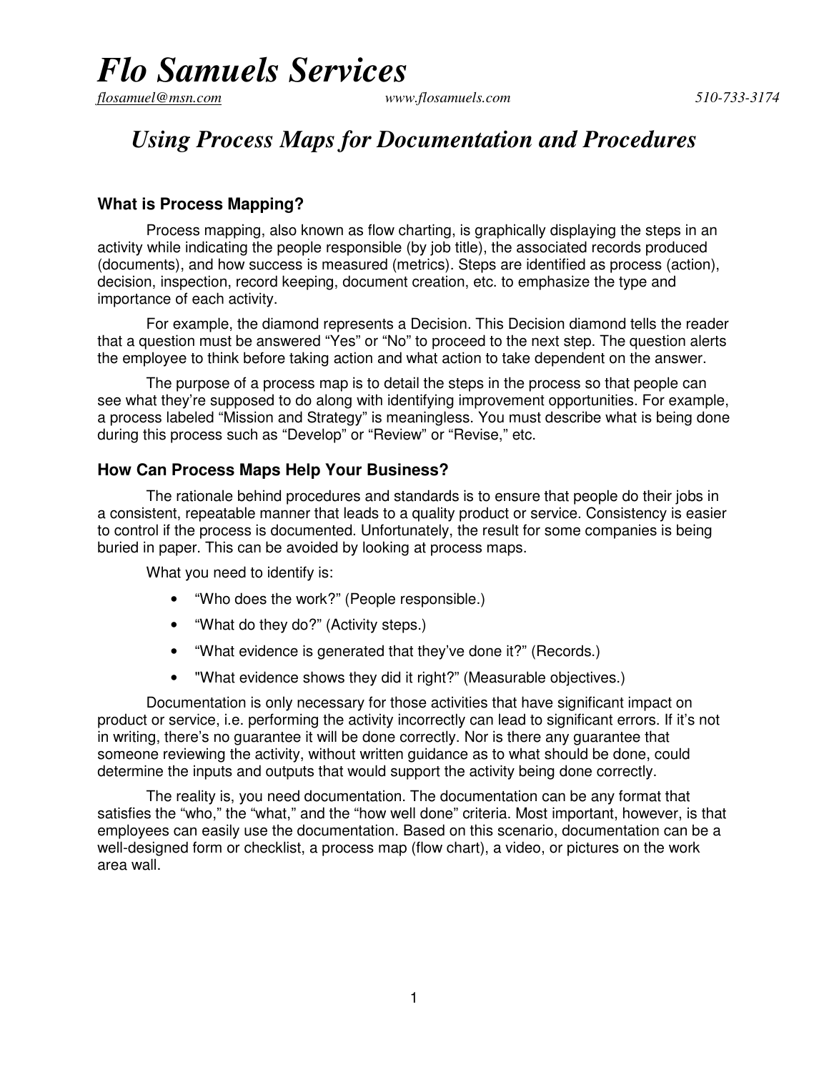# *Flo Samuels Services*

*flosamuel@msn.com* *www.flosamuels.com* *510-733-3174*

## *Using Process Maps for Documentation and Procedures*

### What is Process Mapping?

Process mapping, also known as flow charting, is graphically displaying the steps in an activity while indicating the people responsible (by job title), the associated records produced (documents), and how success is measured (metrics). Steps are identified as process (action), decision, inspection, record keeping, document creation, etc. to emphasize the type and importance of each activity.

For example, the diamond represents a Decision. This Decision diamond tells the reader that a question must be answered "Yes" or "No" to proceed to the next step. The question alerts the employee to think before taking action and what action to take dependent on the answer.

The purpose of a process map is to detail the steps in the process so that people can see what they're supposed to do along with identifying improvement opportunities. For example, a process labeled "Mission and Strategy" is meaningless. You must describe what is being done during this process such as "Develop" or "Review" or "Revise," etc.

### How Can Process Maps Help Your Business?

The rationale behind procedures and standards is to ensure that people do their jobs in a consistent, repeatable manner that leads to a quality product or service. Consistency is easier to control if the process is documented. Unfortunately, the result for some companies is being buried in paper. This can be avoided by looking at process maps.

What you need to identify is:

- "Who does the work?" (People responsible.)
- "What do they do?" (Activity steps.)
- "What evidence is generated that they've done it?" (Records.)
- "What evidence shows they did it right?" (Measurable objectives.)

Documentation is only necessary for those activities that have significant impact on product or service, i.e. performing the activity incorrectly can lead to significant errors. If it's not in writing, there's no guarantee it will be done correctly. Nor is there any guarantee that someone reviewing the activity, without written guidance as to what should be done, could determine the inputs and outputs that would support the activity being done correctly.

The reality is, you need documentation. The documentation can be any format that satisfies the "who," the "what," and the "how well done" criteria. Most important, however, is that employees can easily use the documentation. Based on this scenario, documentation can be a well-designed form or checklist, a process map (flow chart), a video, or pictures on the work area wall.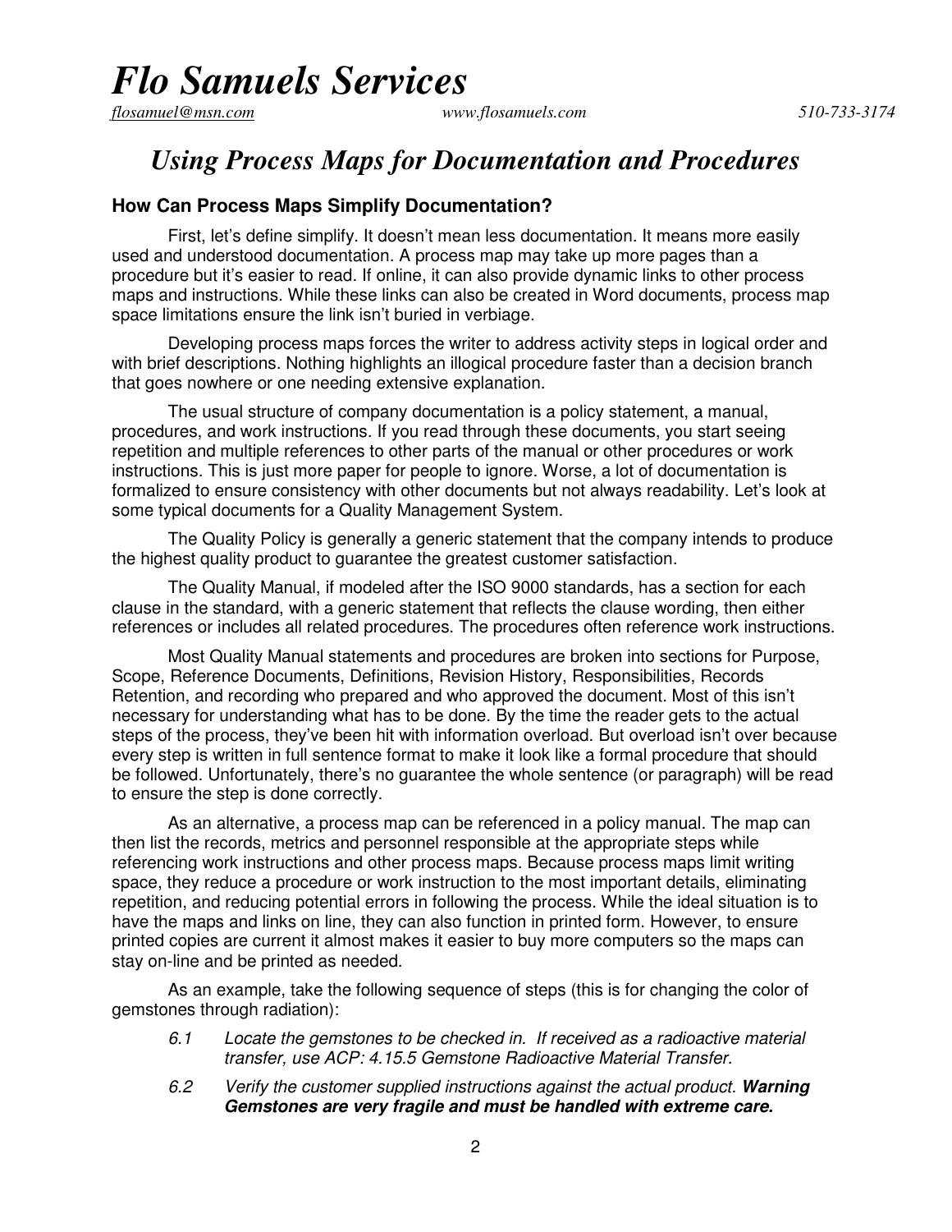# Flo Samuels Services

flosamuel@msn.com www.flosamuels.com 510-733-3174

## *Using Process Maps for Documentation and Procedures*

### How Can Process Maps Simplify Documentation?

First, let's define simplify. It doesn't mean less documentation. It means more easily used and understood documentation. A process map may take up more pages than a procedure but it's easier to read. If online, it can also provide dynamic links to other process maps and instructions. While these links can also be created in Word documents, process map space limitations ensure the link isn't buried in verbiage.

Developing process maps forces the writer to address activity steps in logical order and with brief descriptions. Nothing highlights an illogical procedure faster than a decision branch that goes nowhere or one needing extensive explanation.

The usual structure of company documentation is a policy statement, a manual, procedures, and work instructions. If you read through these documents, you start seeing repetition and multiple references to other parts of the manual or other procedures or work instructions. This is just more paper for people to ignore. Worse, a lot of documentation is formalized to ensure consistency with other documents but not always readability. Let's look at some typical documents for a Quality Management System.

The Quality Policy is generally a generic statement that the company intends to produce the highest quality product to guarantee the greatest customer satisfaction.

The Quality Manual, if modeled after the ISO 9000 standards, has a section for each clause in the standard, with a generic statement that reflects the clause wording, then either references or includes all related procedures. The procedures often reference work instructions.

Most Quality Manual statements and procedures are broken into sections for Purpose, Scope, Reference Documents, Definitions, Revision History, Responsibilities, Records Retention, and recording who prepared and who approved the document. Most of this isn't necessary for understanding what has to be done. By the time the reader gets to the actual steps of the process, they've been hit with information overload. But overload isn't over because every step is written in full sentence format to make it look like a formal procedure that should be followed. Unfortunately, there's no guarantee the whole sentence (or paragraph) will be read to ensure the step is done correctly.

As an alternative, a process map can be referenced in a policy manual. The map can then list the records, metrics and personnel responsible at the appropriate steps while referencing work instructions and other process maps. Because process maps limit writing space, they reduce a procedure or work instruction to the most important details, eliminating repetition, and reducing potential errors in following the process. While the ideal situation is to have the maps and links on line, they can also function in printed form. However, to ensure printed copies are current it almost makes it easier to buy more computers so the maps can stay on-line and be printed as needed.

As an example, take the following sequence of steps (this is for changing the color of gemstones through radiation):

*6.1 Locate the gemstones to be checked in. If received as a radioactive material transfer, use ACP: 4.15.5 Gemstone Radioactive Material Transfer.*

*6.2 Verify the customer supplied instructions against the actual product.* ***Warning Gemstones are very fragile and must be handled with extreme care.***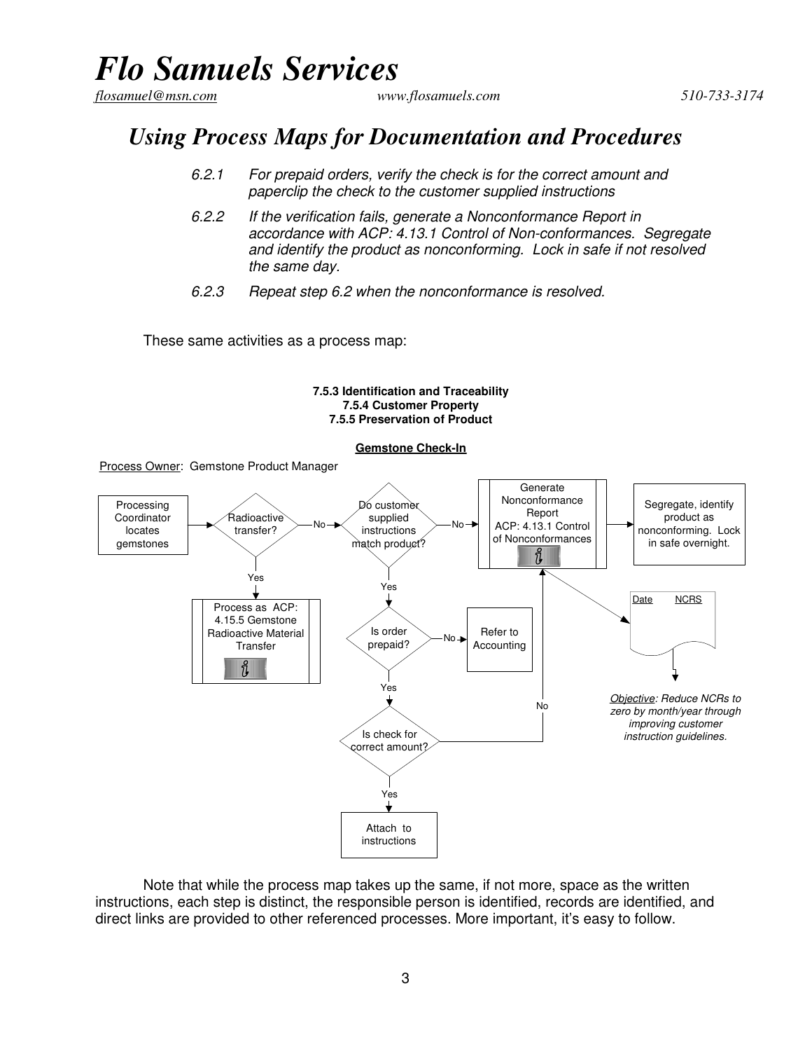# Flo Samuels Services

*flosamuel@msn.com* *www.flosamuels.com* *510-733-3174*

## *Using Process Maps for Documentation and Procedures*

*6.2.1 For prepaid orders, verify the check is for the correct amount and paperclip the check to the customer supplied instructions*

*6.2.2 If the verification fails, generate a Nonconformance Report in accordance with ACP: 4.13.1 Control of Non-conformances. Segregate and identify the product as nonconforming. Lock in safe if not resolved the same day.*

*6.2.3 Repeat step 6.2 when the nonconformance is resolved.*

These same activities as a process map:

**7.5.3 Identification and Traceability**
**7.5.4 Customer Property**
**7.5.5 Preservation of Product**

**Gemstone Check-In**

Process Owner: Gemstone Product Manager

Processing Coordinator locates gemstones → Radioactive transfer?

- Yes → Process as ACP: 4.15.5 Gemstone Radioactive Material Transfer
- No → Do customer supplied instructions match product?
  - No → Generate Nonconformance Report ACP: 4.13.1 Control of Nonconformances → Segregate, identify product as nonconforming. Lock in safe overnight.
  - Yes → Is order prepaid?
    - No → Refer to Accounting
    - Yes → Is check for correct amount?
      - No → Generate Nonconformance Report ACP: 4.13.1 Control of Nonconformances
      - Yes → Attach to instructions

Record: Date | NCRS

*Objective: Reduce NCRs to zero by month/year through improving customer instruction guidelines.*

Note that while the process map takes up the same, if not more, space as the written instructions, each step is distinct, the responsible person is identified, records are identified, and direct links are provided to other referenced processes. More important, it's easy to follow.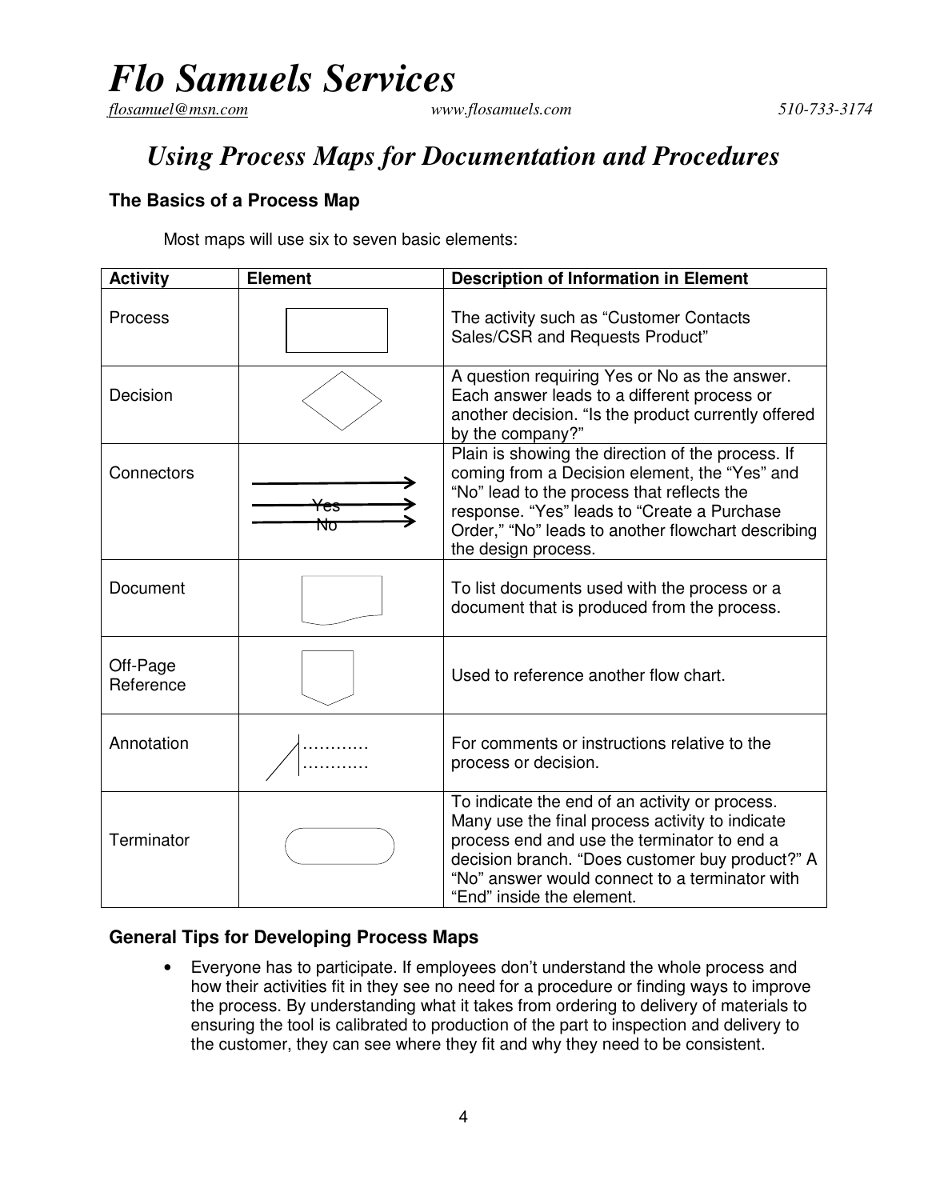# *Flo Samuels Services*

*flosamuel@msn.com* *www.flosamuels.com* *510-733-3174*

## *Using Process Maps for Documentation and Procedures*

### The Basics of a Process Map

Most maps will use six to seven basic elements:

| Activity | Element | Description of Information in Element |
|---|---|---|
| Process | | The activity such as "Customer Contacts Sales/CSR and Requests Product" |
| Decision | | A question requiring Yes or No as the answer. Each answer leads to a different process or another decision. "Is the product currently offered by the company?" |
| Connectors | Yes No | Plain is showing the direction of the process. If coming from a Decision element, the "Yes" and "No" lead to the process that reflects the response. "Yes" leads to "Create a Purchase Order," "No" leads to another flowchart describing the design process. |
| Document | | To list documents used with the process or a document that is produced from the process. |
| Off-Page Reference | | Used to reference another flow chart. |
| Annotation | ………… ………… | For comments or instructions relative to the process or decision. |
| Terminator | | To indicate the end of an activity or process. Many use the final process activity to indicate process end and use the terminator to end a decision branch. "Does customer buy product?" A "No" answer would connect to a terminator with "End" inside the element. |

### General Tips for Developing Process Maps

- Everyone has to participate. If employees don't understand the whole process and how their activities fit in they see no need for a procedure or finding ways to improve the process. By understanding what it takes from ordering to delivery of materials to ensuring the tool is calibrated to production of the part to inspection and delivery to the customer, they can see where they fit and why they need to be consistent.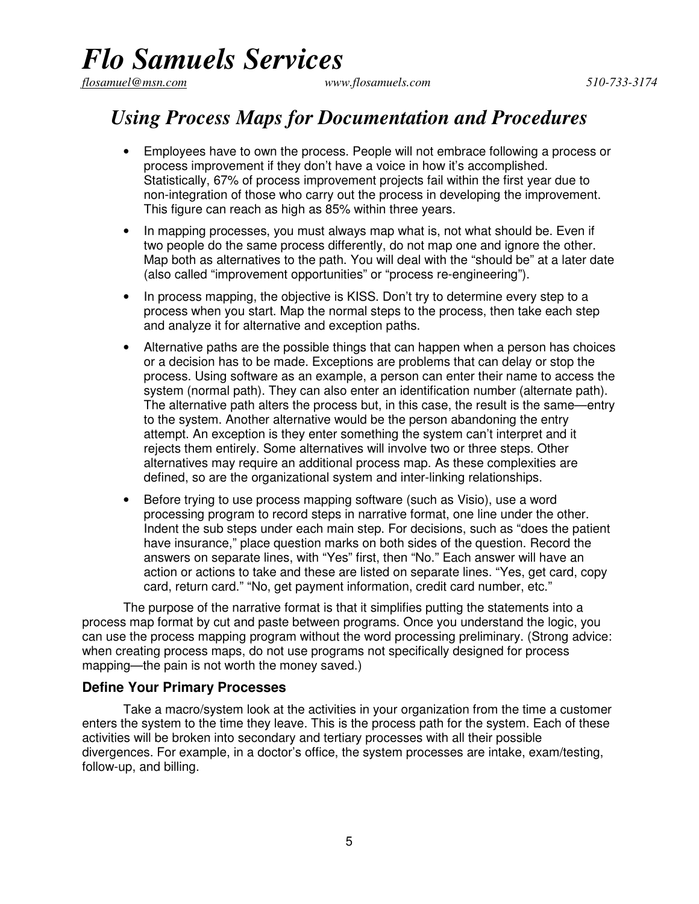# Flo Samuels Services

flosamuel@msn.com www.flosamuels.com 510-733-3174

## *Using Process Maps for Documentation and Procedures*

- Employees have to own the process. People will not embrace following a process or process improvement if they don't have a voice in how it's accomplished. Statistically, 67% of process improvement projects fail within the first year due to non-integration of those who carry out the process in developing the improvement. This figure can reach as high as 85% within three years.
- In mapping processes, you must always map what is, not what should be. Even if two people do the same process differently, do not map one and ignore the other. Map both as alternatives to the path. You will deal with the "should be" at a later date (also called "improvement opportunities" or "process re-engineering").
- In process mapping, the objective is KISS. Don't try to determine every step to a process when you start. Map the normal steps to the process, then take each step and analyze it for alternative and exception paths.
- Alternative paths are the possible things that can happen when a person has choices or a decision has to be made. Exceptions are problems that can delay or stop the process. Using software as an example, a person can enter their name to access the system (normal path). They can also enter an identification number (alternate path). The alternative path alters the process but, in this case, the result is the same—entry to the system. Another alternative would be the person abandoning the entry attempt. An exception is they enter something the system can't interpret and it rejects them entirely. Some alternatives will involve two or three steps. Other alternatives may require an additional process map. As these complexities are defined, so are the organizational system and inter-linking relationships.
- Before trying to use process mapping software (such as Visio), use a word processing program to record steps in narrative format, one line under the other. Indent the sub steps under each main step. For decisions, such as "does the patient have insurance," place question marks on both sides of the question. Record the answers on separate lines, with "Yes" first, then "No." Each answer will have an action or actions to take and these are listed on separate lines. "Yes, get card, copy card, return card." "No, get payment information, credit card number, etc."

The purpose of the narrative format is that it simplifies putting the statements into a process map format by cut and paste between programs. Once you understand the logic, you can use the process mapping program without the word processing preliminary. (Strong advice: when creating process maps, do not use programs not specifically designed for process mapping—the pain is not worth the money saved.)

### Define Your Primary Processes

Take a macro/system look at the activities in your organization from the time a customer enters the system to the time they leave. This is the process path for the system. Each of these activities will be broken into secondary and tertiary processes with all their possible divergences. For example, in a doctor's office, the system processes are intake, exam/testing, follow-up, and billing.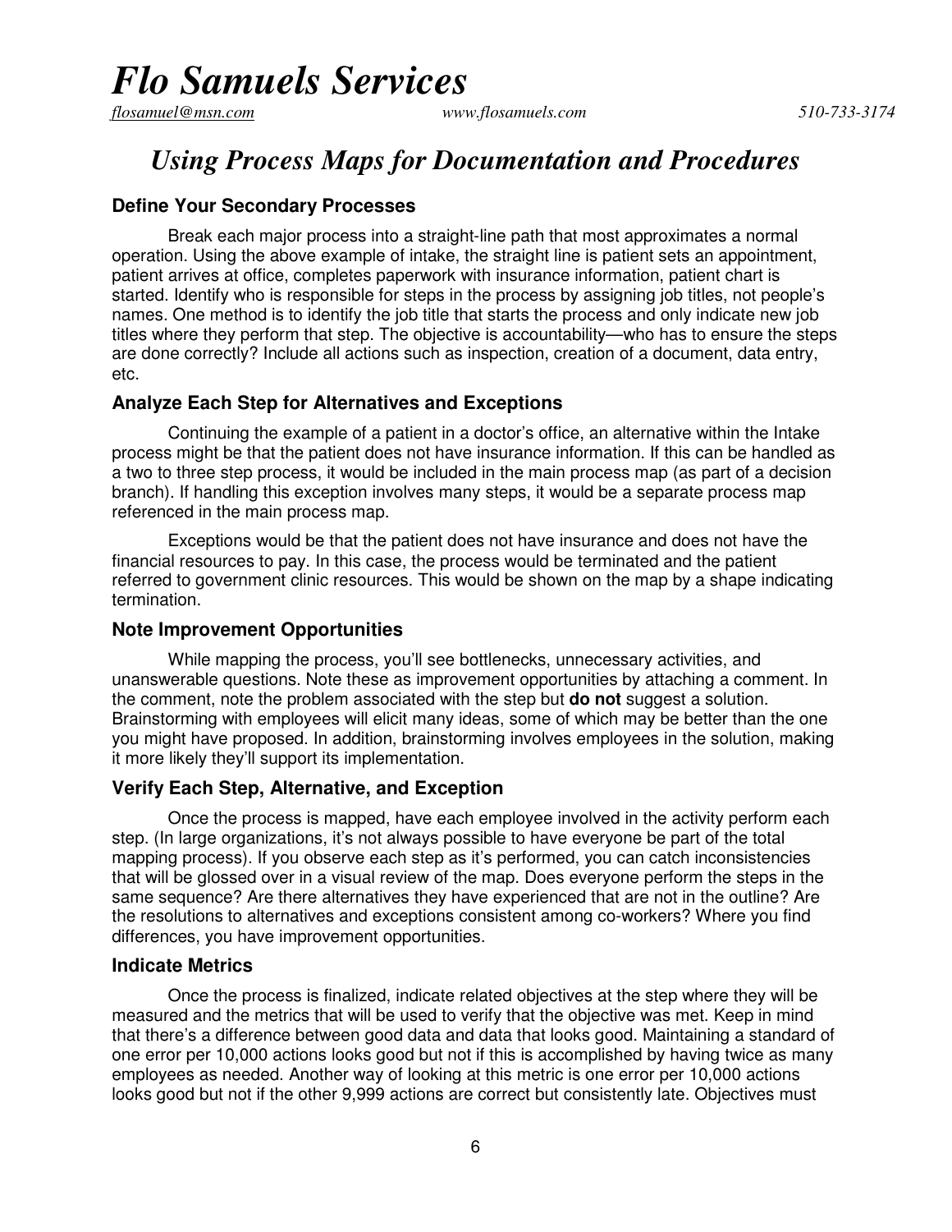# Using Process Maps for Documentation and Procedures

### Define Your Secondary Processes

Break each major process into a straight-line path that most approximates a normal operation. Using the above example of intake, the straight line is patient sets an appointment, patient arrives at office, completes paperwork with insurance information, patient chart is started. Identify who is responsible for steps in the process by assigning job titles, not people's names. One method is to identify the job title that starts the process and only indicate new job titles where they perform that step. The objective is accountability—who has to ensure the steps are done correctly? Include all actions such as inspection, creation of a document, data entry, etc.

### Analyze Each Step for Alternatives and Exceptions

Continuing the example of a patient in a doctor's office, an alternative within the Intake process might be that the patient does not have insurance information. If this can be handled as a two to three step process, it would be included in the main process map (as part of a decision branch). If handling this exception involves many steps, it would be a separate process map referenced in the main process map.

Exceptions would be that the patient does not have insurance and does not have the financial resources to pay. In this case, the process would be terminated and the patient referred to government clinic resources. This would be shown on the map by a shape indicating termination.

### Note Improvement Opportunities

While mapping the process, you'll see bottlenecks, unnecessary activities, and unanswerable questions. Note these as improvement opportunities by attaching a comment. In the comment, note the problem associated with the step but **do not** suggest a solution. Brainstorming with employees will elicit many ideas, some of which may be better than the one you might have proposed. In addition, brainstorming involves employees in the solution, making it more likely they'll support its implementation.

### Verify Each Step, Alternative, and Exception

Once the process is mapped, have each employee involved in the activity perform each step. (In large organizations, it's not always possible to have everyone be part of the total mapping process). If you observe each step as it's performed, you can catch inconsistencies that will be glossed over in a visual review of the map. Does everyone perform the steps in the same sequence? Are there alternatives they have experienced that are not in the outline? Are the resolutions to alternatives and exceptions consistent among co-workers? Where you find differences, you have improvement opportunities.

### Indicate Metrics

Once the process is finalized, indicate related objectives at the step where they will be measured and the metrics that will be used to verify that the objective was met. Keep in mind that there's a difference between good data and data that looks good. Maintaining a standard of one error per 10,000 actions looks good but not if this is accomplished by having twice as many employees as needed. Another way of looking at this metric is one error per 10,000 actions looks good but not if the other 9,999 actions are correct but consistently late. Objectives must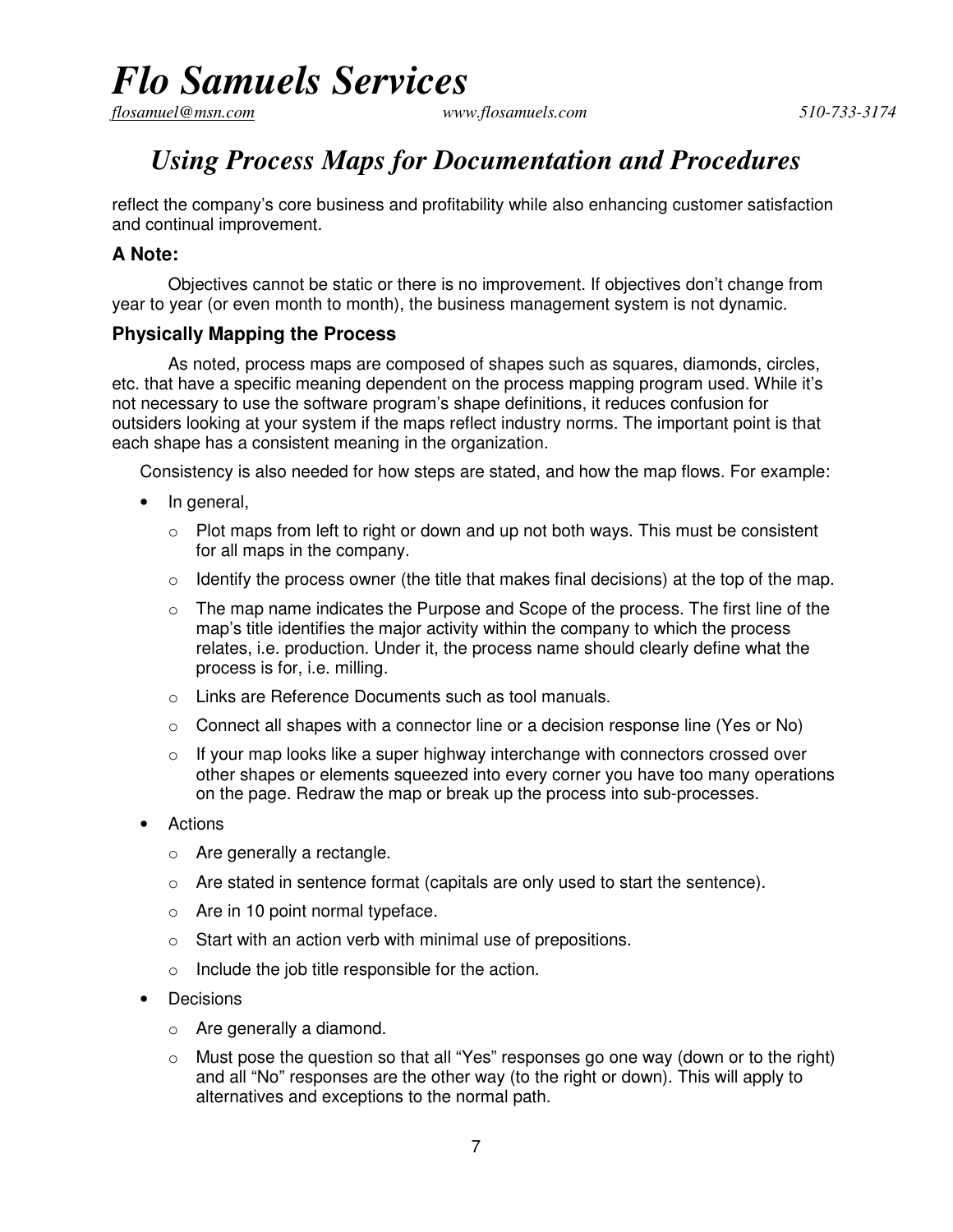reflect the company's core business and profitability while also enhancing customer satisfaction and continual improvement.

### A Note:

Objectives cannot be static or there is no improvement. If objectives don't change from year to year (or even month to month), the business management system is not dynamic.

### Physically Mapping the Process

As noted, process maps are composed of shapes such as squares, diamonds, circles, etc. that have a specific meaning dependent on the process mapping program used. While it's not necessary to use the software program's shape definitions, it reduces confusion for outsiders looking at your system if the maps reflect industry norms. The important point is that each shape has a consistent meaning in the organization.

Consistency is also needed for how steps are stated, and how the map flows. For example:

- In general,
  - Plot maps from left to right or down and up not both ways. This must be consistent for all maps in the company.
  - Identify the process owner (the title that makes final decisions) at the top of the map.
  - The map name indicates the Purpose and Scope of the process. The first line of the map's title identifies the major activity within the company to which the process relates, i.e. production. Under it, the process name should clearly define what the process is for, i.e. milling.
  - Links are Reference Documents such as tool manuals.
  - Connect all shapes with a connector line or a decision response line (Yes or No)
  - If your map looks like a super highway interchange with connectors crossed over other shapes or elements squeezed into every corner you have too many operations on the page. Redraw the map or break up the process into sub-processes.
- Actions
  - Are generally a rectangle.
  - Are stated in sentence format (capitals are only used to start the sentence).
  - Are in 10 point normal typeface.
  - Start with an action verb with minimal use of prepositions.
  - Include the job title responsible for the action.
- Decisions
  - Are generally a diamond.
  - Must pose the question so that all "Yes" responses go one way (down or to the right) and all "No" responses are the other way (to the right or down). This will apply to alternatives and exceptions to the normal path.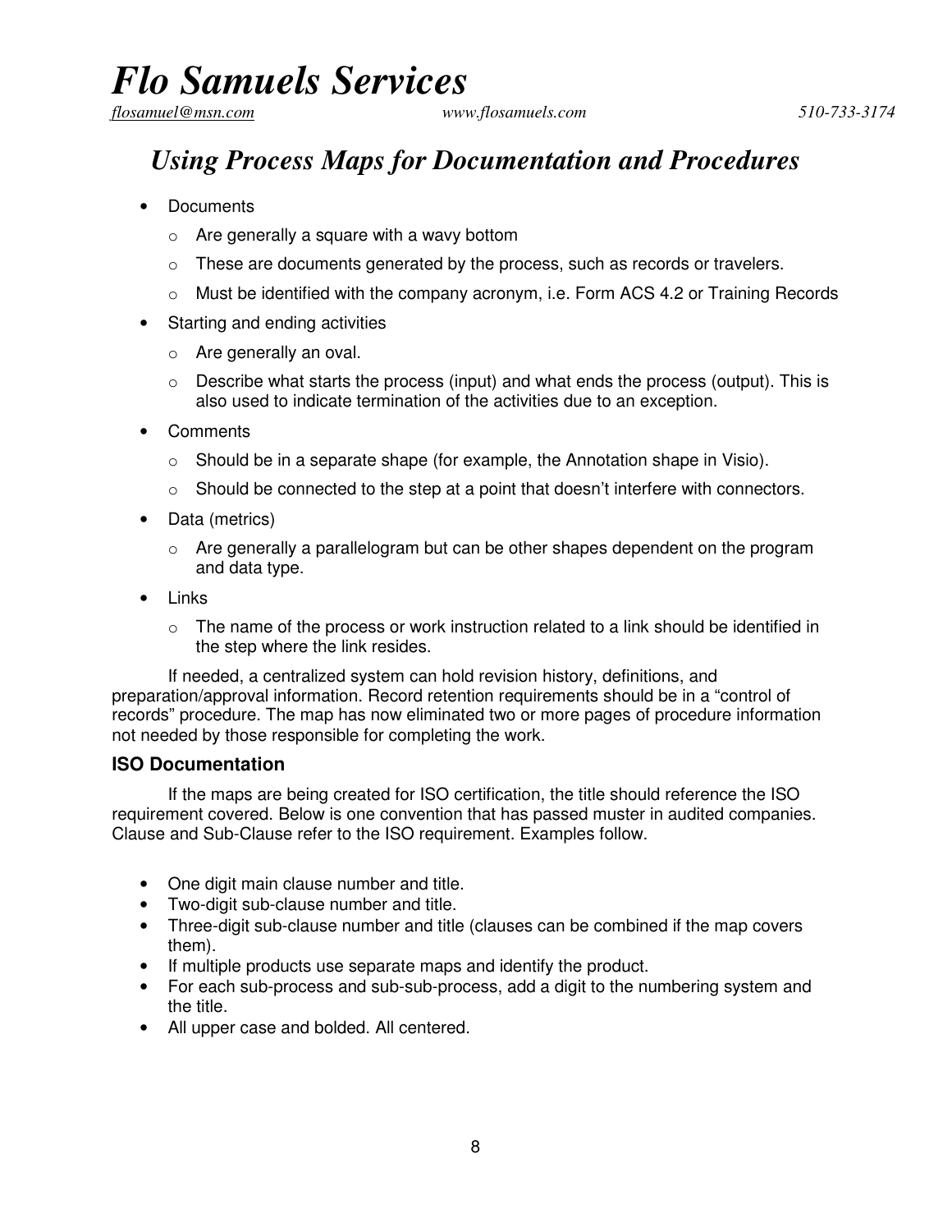# Flo Samuels Services

flosamuel@msn.com www.flosamuels.com 510-733-3174

## *Using Process Maps for Documentation and Procedures*

- Documents
  - Are generally a square with a wavy bottom
  - These are documents generated by the process, such as records or travelers.
  - Must be identified with the company acronym, i.e. Form ACS 4.2 or Training Records
- Starting and ending activities
  - Are generally an oval.
  - Describe what starts the process (input) and what ends the process (output). This is also used to indicate termination of the activities due to an exception.
- Comments
  - Should be in a separate shape (for example, the Annotation shape in Visio).
  - Should be connected to the step at a point that doesn't interfere with connectors.
- Data (metrics)
  - Are generally a parallelogram but can be other shapes dependent on the program and data type.
- Links
  - The name of the process or work instruction related to a link should be identified in the step where the link resides.

If needed, a centralized system can hold revision history, definitions, and preparation/approval information. Record retention requirements should be in a "control of records" procedure. The map has now eliminated two or more pages of procedure information not needed by those responsible for completing the work.

### ISO Documentation

If the maps are being created for ISO certification, the title should reference the ISO requirement covered. Below is one convention that has passed muster in audited companies. Clause and Sub-Clause refer to the ISO requirement. Examples follow.

- One digit main clause number and title.
- Two-digit sub-clause number and title.
- Three-digit sub-clause number and title (clauses can be combined if the map covers them).
- If multiple products use separate maps and identify the product.
- For each sub-process and sub-sub-process, add a digit to the numbering system and the title.
- All upper case and bolded. All centered.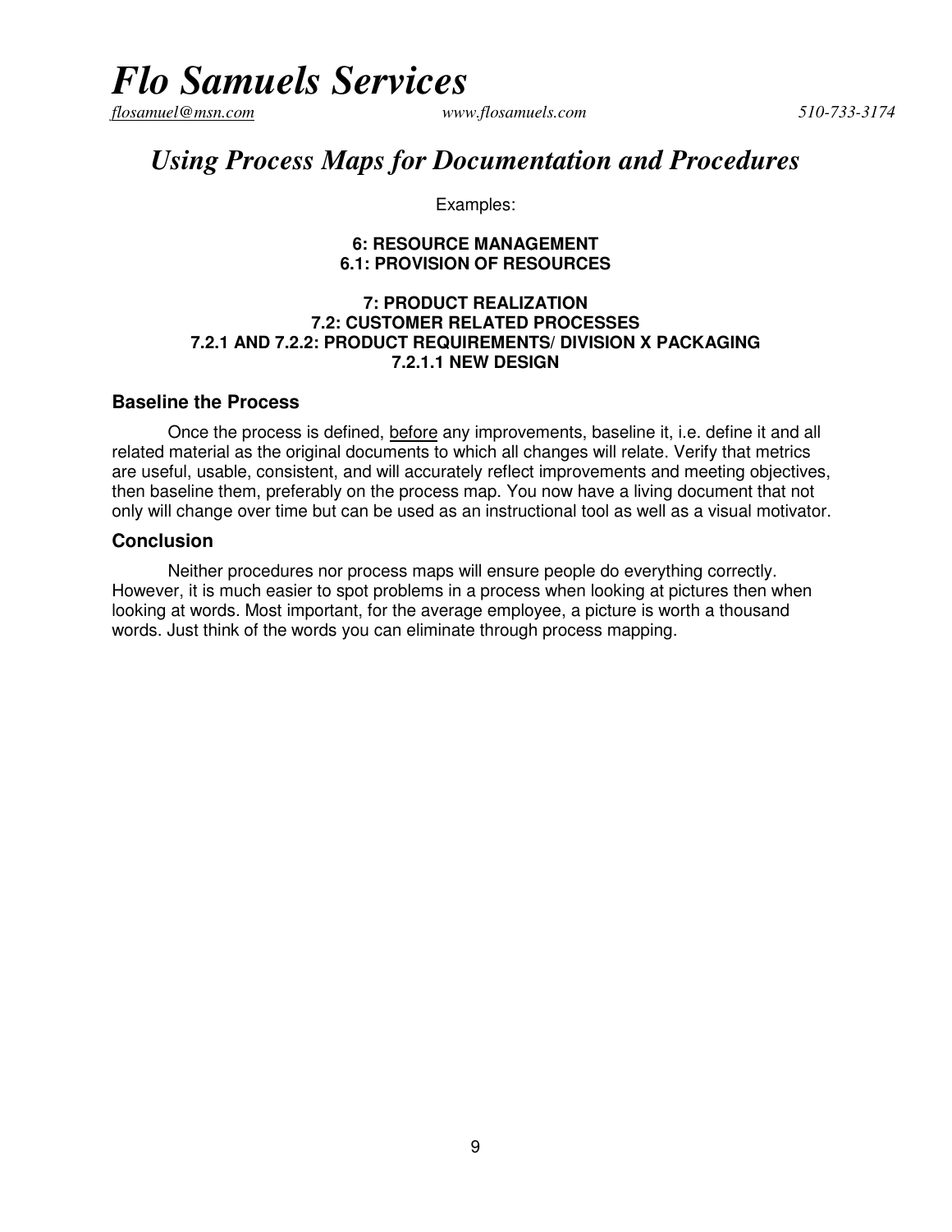## Using Process Maps for Documentation and Procedures

Examples:

**6: RESOURCE MANAGEMENT**
**6.1: PROVISION OF RESOURCES**

**7: PRODUCT REALIZATION**
**7.2: CUSTOMER RELATED PROCESSES**
**7.2.1 AND 7.2.2: PRODUCT REQUIREMENTS/ DIVISION X PACKAGING**
**7.2.1.1 NEW DESIGN**

### Baseline the Process

Once the process is defined, before any improvements, baseline it, i.e. define it and all related material as the original documents to which all changes will relate. Verify that metrics are useful, usable, consistent, and will accurately reflect improvements and meeting objectives, then baseline them, preferably on the process map. You now have a living document that not only will change over time but can be used as an instructional tool as well as a visual motivator.

### Conclusion

Neither procedures nor process maps will ensure people do everything correctly. However, it is much easier to spot problems in a process when looking at pictures then when looking at words. Most important, for the average employee, a picture is worth a thousand words. Just think of the words you can eliminate through process mapping.